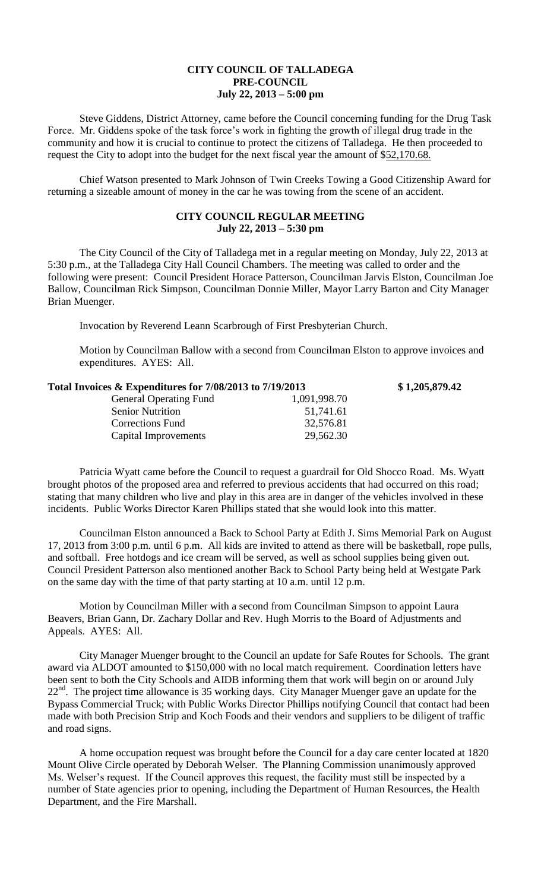# CITY COUNCIL OF TALLADEGA
## PRE-COUNCIL
### July 22, 2013 – 5:00 pm

Steve Giddens, District Attorney, came before the Council concerning funding for the Drug Task Force. Mr. Giddens spoke of the task force's work in fighting the growth of illegal drug trade in the community and how it is crucial to continue to protect the citizens of Talladega. He then proceeded to request the City to adopt into the budget for the next fiscal year the amount of $52,170.68.

Chief Watson presented to Mark Johnson of Twin Creeks Towing a Good Citizenship Award for returning a sizeable amount of money in the car he was towing from the scene of an accident.

## CITY COUNCIL REGULAR MEETING
### July 22, 2013 – 5:30 pm

The City Council of the City of Talladega met in a regular meeting on Monday, July 22, 2013 at 5:30 p.m., at the Talladega City Hall Council Chambers. The meeting was called to order and the following were present: Council President Horace Patterson, Councilman Jarvis Elston, Councilman Joe Ballow, Councilman Rick Simpson, Councilman Donnie Miller, Mayor Larry Barton and City Manager Brian Muenger.

Invocation by Reverend Leann Scarbrough of First Presbyterian Church.

Motion by Councilman Ballow with a second from Councilman Elston to approve invoices and expenditures. AYES: All.

**Total Invoices & Expenditures for 7/08/2013 to 7/19/2013** **$ 1,205,879.42**

| | |
|---|---|
| General Operating Fund | 1,091,998.70 |
| Senior Nutrition | 51,741.61 |
| Corrections Fund | 32,576.81 |
| Capital Improvements | 29,562.30 |

Patricia Wyatt came before the Council to request a guardrail for Old Shocco Road. Ms. Wyatt brought photos of the proposed area and referred to previous accidents that had occurred on this road; stating that many children who live and play in this area are in danger of the vehicles involved in these incidents. Public Works Director Karen Phillips stated that she would look into this matter.

Councilman Elston announced a Back to School Party at Edith J. Sims Memorial Park on August 17, 2013 from 3:00 p.m. until 6 p.m. All kids are invited to attend as there will be basketball, rope pulls, and softball. Free hotdogs and ice cream will be served, as well as school supplies being given out. Council President Patterson also mentioned another Back to School Party being held at Westgate Park on the same day with the time of that party starting at 10 a.m. until 12 p.m.

Motion by Councilman Miller with a second from Councilman Simpson to appoint Laura Beavers, Brian Gann, Dr. Zachary Dollar and Rev. Hugh Morris to the Board of Adjustments and Appeals. AYES: All.

City Manager Muenger brought to the Council an update for Safe Routes for Schools. The grant award via ALDOT amounted to $150,000 with no local match requirement. Coordination letters have been sent to both the City Schools and AIDB informing them that work will begin on or around July 22nd. The project time allowance is 35 working days. City Manager Muenger gave an update for the Bypass Commercial Truck; with Public Works Director Phillips notifying Council that contact had been made with both Precision Strip and Koch Foods and their vendors and suppliers to be diligent of traffic and road signs.

A home occupation request was brought before the Council for a day care center located at 1820 Mount Olive Circle operated by Deborah Welser. The Planning Commission unanimously approved Ms. Welser's request. If the Council approves this request, the facility must still be inspected by a number of State agencies prior to opening, including the Department of Human Resources, the Health Department, and the Fire Marshall.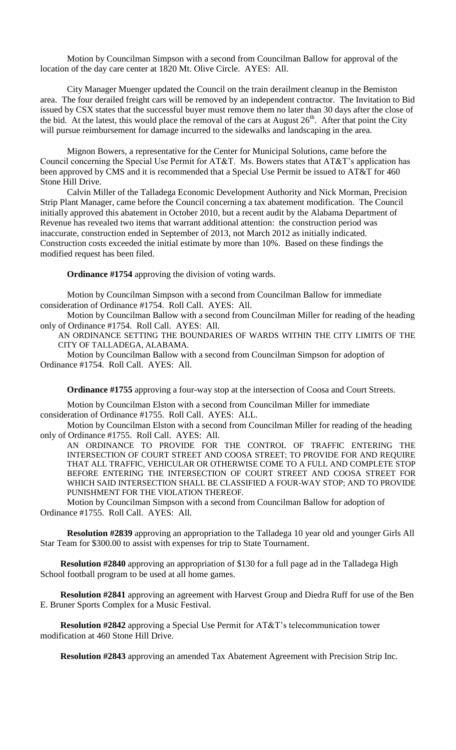Motion by Councilman Simpson with a second from Councilman Ballow for approval of the location of the day care center at 1820 Mt. Olive Circle. AYES: All.

City Manager Muenger updated the Council on the train derailment cleanup in the Bemiston area. The four derailed freight cars will be removed by an independent contractor. The Invitation to Bid issued by CSX states that the successful buyer must remove them no later than 30 days after the close of the bid. At the latest, this would place the removal of the cars at August 26th. After that point the City will pursue reimbursement for damage incurred to the sidewalks and landscaping in the area.

Mignon Bowers, a representative for the Center for Municipal Solutions, came before the Council concerning the Special Use Permit for AT&T. Ms. Bowers states that AT&T's application has been approved by CMS and it is recommended that a Special Use Permit be issued to AT&T for 460 Stone Hill Drive.

Calvin Miller of the Talladega Economic Development Authority and Nick Morman, Precision Strip Plant Manager, came before the Council concerning a tax abatement modification. The Council initially approved this abatement in October 2010, but a recent audit by the Alabama Department of Revenue has revealed two items that warrant additional attention: the construction period was inaccurate, construction ended in September of 2013, not March 2012 as initially indicated. Construction costs exceeded the initial estimate by more than 10%. Based on these findings the modified request has been filed.

**Ordinance #1754** approving the division of voting wards.

Motion by Councilman Simpson with a second from Councilman Ballow for immediate consideration of Ordinance #1754. Roll Call. AYES: All.

Motion by Councilman Ballow with a second from Councilman Miller for reading of the heading only of Ordinance #1754. Roll Call. AYES: All.

AN ORDINANCE SETTING THE BOUNDARIES OF WARDS WITHIN THE CITY LIMITS OF THE CITY OF TALLADEGA, ALABAMA.

Motion by Councilman Ballow with a second from Councilman Simpson for adoption of Ordinance #1754. Roll Call. AYES: All.

**Ordinance #1755** approving a four-way stop at the intersection of Coosa and Court Streets.

Motion by Councilman Elston with a second from Councilman Miller for immediate consideration of Ordinance #1755. Roll Call. AYES: ALL.

Motion by Councilman Elston with a second from Councilman Miller for reading of the heading only of Ordinance #1755. Roll Call. AYES: All.

AN ORDINANCE TO PROVIDE FOR THE CONTROL OF TRAFFIC ENTERING THE INTERSECTION OF COURT STREET AND COOSA STREET; TO PROVIDE FOR AND REQUIRE THAT ALL TRAFFIC, VEHICULAR OR OTHERWISE COME TO A FULL AND COMPLETE STOP BEFORE ENTERING THE INTERSECTION OF COURT STREET AND COOSA STREET FOR WHICH SAID INTERSECTION SHALL BE CLASSIFIED A FOUR-WAY STOP; AND TO PROVIDE PUNISHMENT FOR THE VIOLATION THEREOF.

Motion by Councilman Simpson with a second from Councilman Ballow for adoption of Ordinance #1755. Roll Call. AYES: All.

**Resolution #2839** approving an appropriation to the Talladega 10 year old and younger Girls All Star Team for $300.00 to assist with expenses for trip to State Tournament.

**Resolution #2840** approving an appropriation of $130 for a full page ad in the Talladega High School football program to be used at all home games.

**Resolution #2841** approving an agreement with Harvest Group and Diedra Ruff for use of the Ben E. Bruner Sports Complex for a Music Festival.

**Resolution #2842** approving a Special Use Permit for AT&T's telecommunication tower modification at 460 Stone Hill Drive.

**Resolution #2843** approving an amended Tax Abatement Agreement with Precision Strip Inc.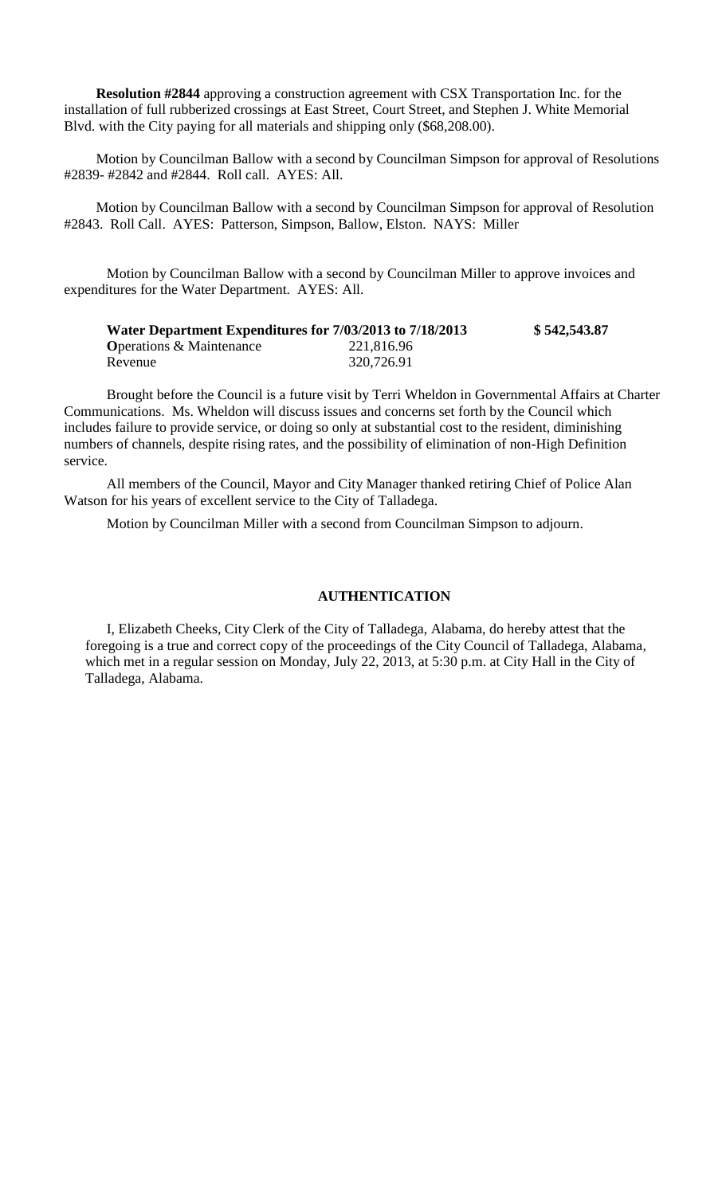**Resolution #2844** approving a construction agreement with CSX Transportation Inc. for the installation of full rubberized crossings at East Street, Court Street, and Stephen J. White Memorial Blvd. with the City paying for all materials and shipping only ($68,208.00).

Motion by Councilman Ballow with a second by Councilman Simpson for approval of Resolutions #2839- #2842 and #2844. Roll call. AYES: All.

Motion by Councilman Ballow with a second by Councilman Simpson for approval of Resolution #2843. Roll Call. AYES: Patterson, Simpson, Ballow, Elston. NAYS: Miller

Motion by Councilman Ballow with a second by Councilman Miller to approve invoices and expenditures for the Water Department. AYES: All.

| | | |
|---|---|---|
| **Water Department Expenditures for 7/03/2013 to 7/18/2013** | | **$ 542,543.87** |
| **O**perations & Maintenance | 221,816.96 | |
| Revenue | 320,726.91 | |

Brought before the Council is a future visit by Terri Wheldon in Governmental Affairs at Charter Communications. Ms. Wheldon will discuss issues and concerns set forth by the Council which includes failure to provide service, or doing so only at substantial cost to the resident, diminishing numbers of channels, despite rising rates, and the possibility of elimination of non-High Definition service.

All members of the Council, Mayor and City Manager thanked retiring Chief of Police Alan Watson for his years of excellent service to the City of Talladega.

Motion by Councilman Miller with a second from Councilman Simpson to adjourn.

**AUTHENTICATION**

I, Elizabeth Cheeks, City Clerk of the City of Talladega, Alabama, do hereby attest that the foregoing is a true and correct copy of the proceedings of the City Council of Talladega, Alabama, which met in a regular session on Monday, July 22, 2013, at 5:30 p.m. at City Hall in the City of Talladega, Alabama.